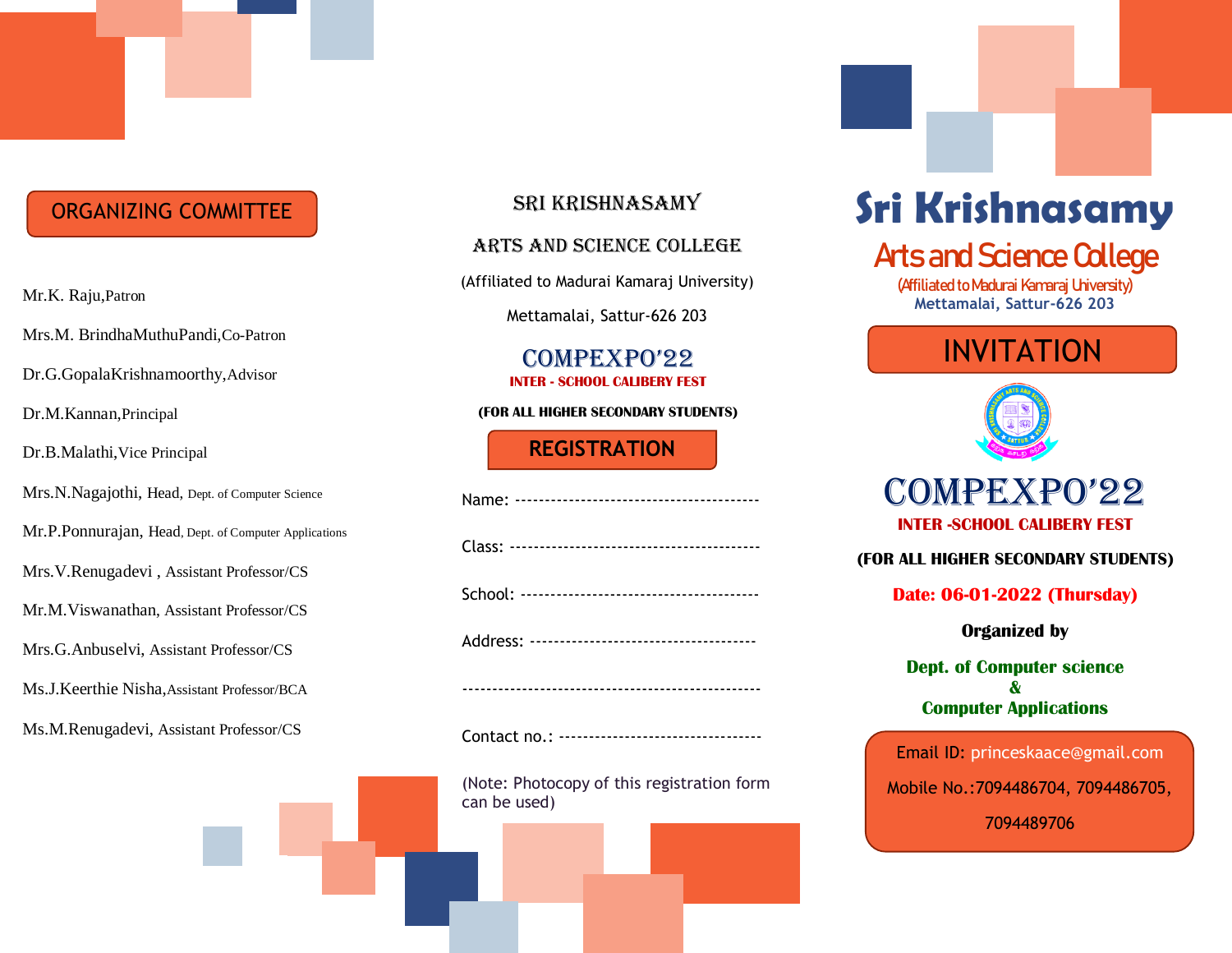## ORGANIZING COMMITTEE

Mr.K. Raju, Patron

Mrs.M. BrindhaMuthuPandi, Co-Patron

Dr.G.GopalaKrishnamoorthy, Advisor

Dr.M.Kannan, Principal

Dr.B.Malathi, Vice Principal

Mrs.N.Nagajothi, Head, Dept. of Computer Science

Mr.P.Ponnurajan, Head, Dept. of Computer Applications

Mrs.V.Renugadevi , Assistant Professor/CS

Mr.M.Viswanathan, Assistant Professor/CS

Mrs.G.Anbuselvi, Assistant Professor/CS

Ms.J.Keerthie Nisha, Assistant Professor/BCA

Ms.M.Renugadevi, Assistant Professor/CS

# SRI KRISHNASAMY ARTS AND SCIENCE COLLEGE

(Affiliated to Madurai Kamaraj University)

Mettamalai, Sattur-626 203

## COMPEXPO'22

**INTER - SCHOOL CALIBERY FEST**

**(FOR ALL HIGHER SECONDARY STUDENTS)**

### REGISTRATION

Name: ---------------------------------------

Class: ---------------------------------------

School: -------------------------------------

Address: -----------------------------------

-----------------------------------------------

Contact no.: --------------------------------

(Note: Photocopy of this registration form can be used)

# Sri Krishnasamy Arts and Science College

(Affiliated to Madurai Kamaraj University)

Mettamalai, Sattur-626 203

## INVITATION

## COMPEXPO'22

**INTER -SCHOOL CALIBERY FEST**

**(FOR ALL HIGHER SECONDARY STUDENTS)**

**Date: 06-01-2022 (Thursday)**

**Organized by**

**Dept. of Computer science & Computer Applications**

Email ID: princeskaace@gmail.com

Mobile No.:7094486704, 7094486705, 7094489706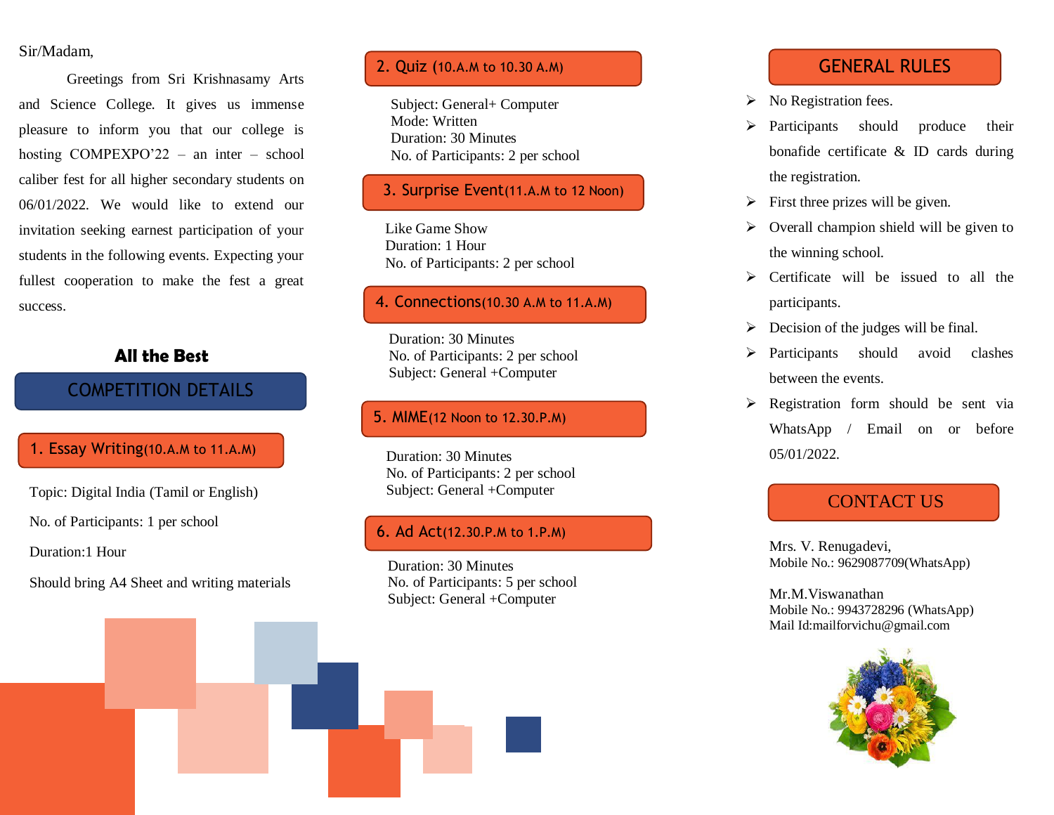Sir/Madam,

Greetings from Sri Krishnasamy Arts and Science College. It gives us immense pleasure to inform you that our college is hosting COMPEXPO'22 – an inter – school caliber fest for all higher secondary students on 06/01/2022. We would like to extend our invitation seeking earnest participation of your students in the following events. Expecting your fullest cooperation to make the fest a great success.

**All the Best**

## COMPETITION DETAILS

### 1. Essay Writing (10.A.M to 11.A.M)

Topic: Digital India (Tamil or English)

No. of Participants: 1 per school

Duration: 1 Hour

Should bring A4 Sheet and writing materials

### 2. Quiz (10.A.M to 10.30 A.M)

Subject: General+ Computer
Mode: Written
Duration: 30 Minutes
No. of Participants: 2 per school

### 3. Surprise Event (11.A.M to 12 Noon)

Like Game Show
Duration: 1 Hour
No. of Participants: 2 per school

### 4. Connections (10.30 A.M to 11.A.M)

Duration: 30 Minutes
No. of Participants: 2 per school
Subject: General +Computer

### 5. MIME (12 Noon to 12.30.P.M)

Duration: 30 Minutes
No. of Participants: 2 per school
Subject: General +Computer

### 6. Ad Act (12.30.P.M to 1.P.M)

Duration: 30 Minutes
No. of Participants: 5 per school
Subject: General +Computer

## GENERAL RULES

- No Registration fees.
- Participants should produce their bonafide certificate & ID cards during the registration.
- First three prizes will be given.
- Overall champion shield will be given to the winning school.
- Certificate will be issued to all the participants.
- Decision of the judges will be final.
- Participants should avoid clashes between the events.
- Registration form should be sent via WhatsApp / Email on or before 05/01/2022.

## CONTACT US

Mrs. V. Renugadevi,
Mobile No.: 9629087709(WhatsApp)

Mr.M.Viswanathan
Mobile No.: 9943728296 (WhatsApp)
Mail Id:mailforvichu@gmail.com